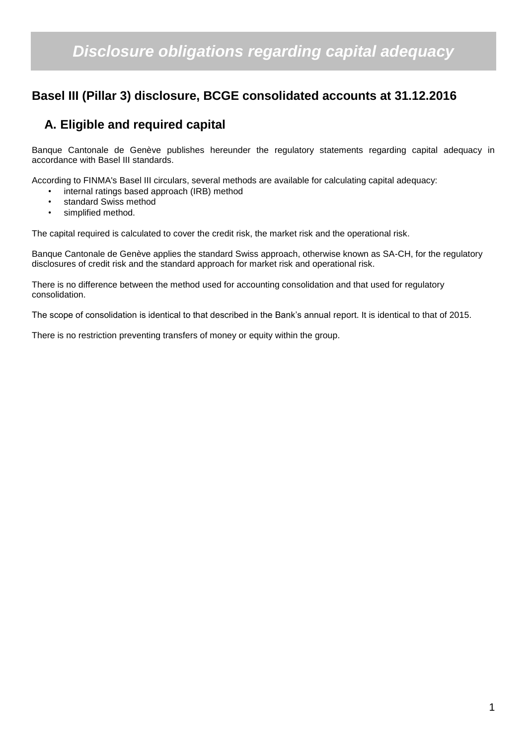# *Disclosure obligations regarding capital adequacy*

## Basel III (Pillar 3) disclosure, BCGE consolidated accounts at 31.12.2016

### A. Eligible and required capital

Banque Cantonale de Genève publishes hereunder the regulatory statements regarding capital adequacy in accordance with Basel III standards.

According to FINMA's Basel III circulars, several methods are available for calculating capital adequacy:

- internal ratings based approach (IRB) method
- standard Swiss method
- simplified method.

The capital required is calculated to cover the credit risk, the market risk and the operational risk.

Banque Cantonale de Genève applies the standard Swiss approach, otherwise known as SA-CH, for the regulatory disclosures of credit risk and the standard approach for market risk and operational risk.

There is no difference between the method used for accounting consolidation and that used for regulatory consolidation.

The scope of consolidation is identical to that described in the Bank's annual report. It is identical to that of 2015.

There is no restriction preventing transfers of money or equity within the group.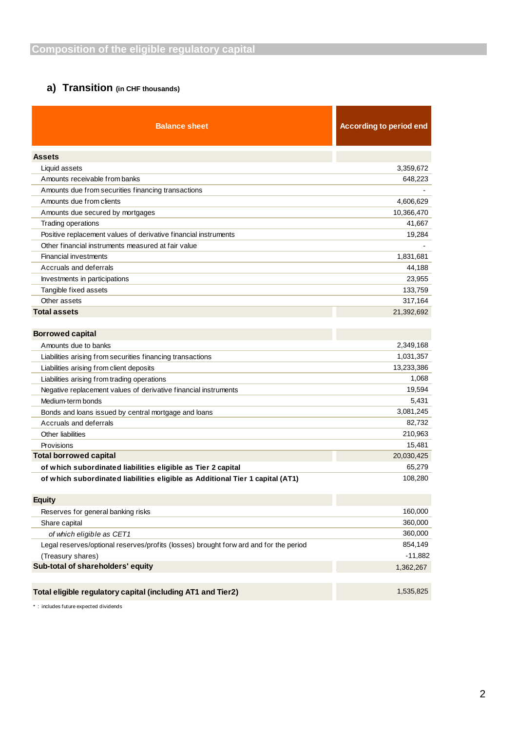## Composition of the eligible regulatory capital

### a) Transition (in CHF thousands)

| Balance sheet | According to period end |
|---|---|
| **Assets** | |
| Liquid assets | 3,359,672 |
| Amounts receivable from banks | 648,223 |
| Amounts due from securities financing transactions | - |
| Amounts due from clients | 4,606,629 |
| Amounts due secured by mortgages | 10,366,470 |
| Trading operations | 41,667 |
| Positive replacement values of derivative financial instruments | 19,284 |
| Other financial instruments measured at fair value | - |
| Financial investments | 1,831,681 |
| Accruals and deferrals | 44,188 |
| Investments in participations | 23,955 |
| Tangible fixed assets | 133,759 |
| Other assets | 317,164 |
| **Total assets** | 21,392,692 |
| | |
| **Borrowed capital** | |
| Amounts due to banks | 2,349,168 |
| Liabilities arising from securities financing transactions | 1,031,357 |
| Liabilities arising from client deposits | 13,233,386 |
| Liabilities arising from trading operations | 1,068 |
| Negative replacement values of derivative financial instruments | 19,594 |
| Medium-term bonds | 5,431 |
| Bonds and loans issued by central mortgage and loans | 3,081,245 |
| Accruals and deferrals | 82,732 |
| Other liabilities | 210,963 |
| Provisions | 15,481 |
| **Total borrowed capital** | 20,030,425 |
| **of which subordinated liabilities eligible as Tier 2 capital** | 65,279 |
| **of which subordinated liabilities eligible as Additional Tier 1 capital (AT1)** | 108,280 |
| | |
| **Equity** | |
| Reserves for general banking risks | 160,000 |
| Share capital | 360,000 |
| *of which eligible as CET1* | 360,000 |
| Legal reserves/optional reserves/profits (losses) brought forward and for the period | 854,149 |
| (Treasury shares) | -11,882 |
| **Sub-total of shareholders' equity** | 1,362,267 |
| | |
| **Total eligible regulatory capital (including AT1 and Tier2)** | 1,535,825 |

* : includes future expected dividends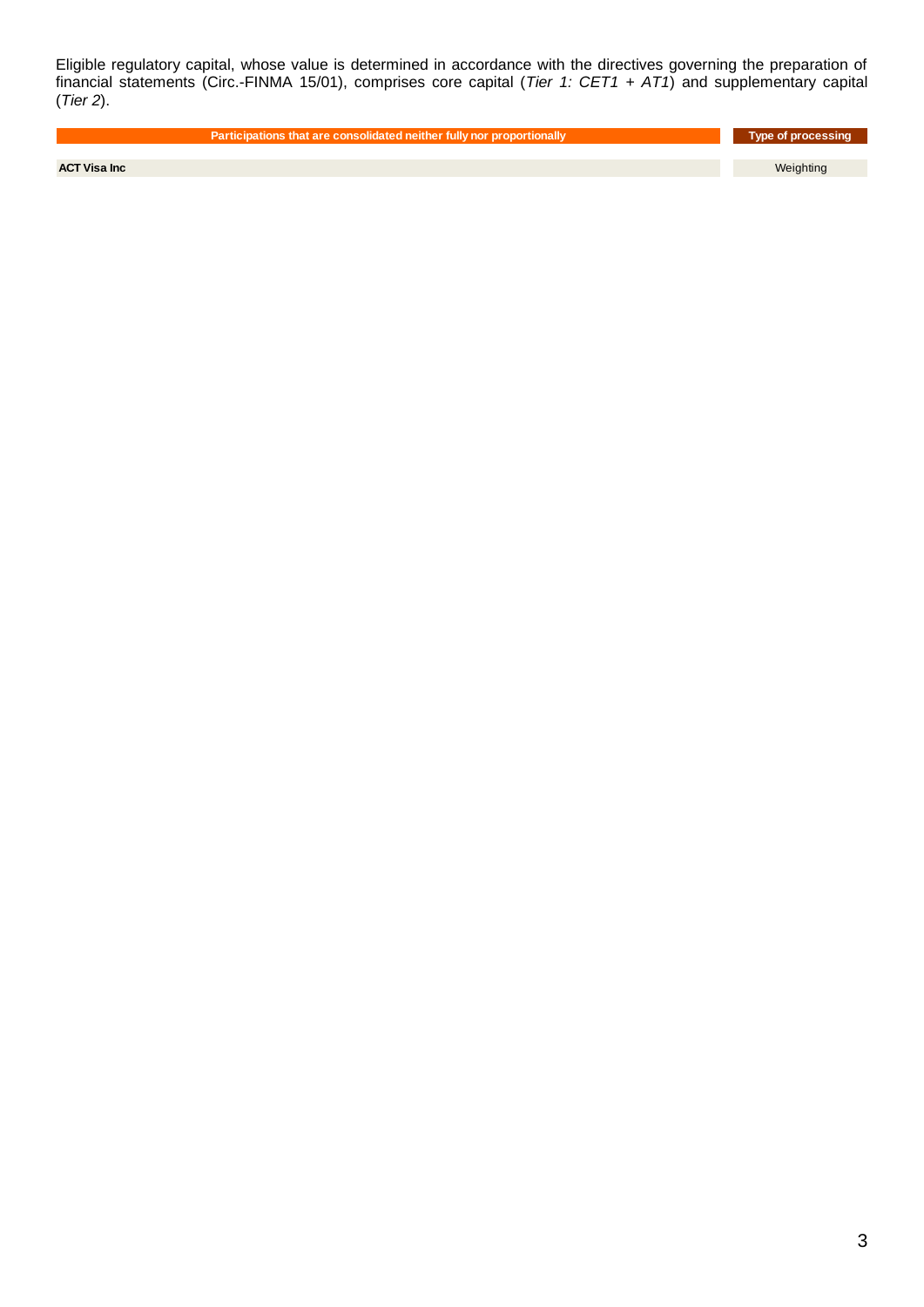Eligible regulatory capital, whose value is determined in accordance with the directives governing the preparation of financial statements (Circ.-FINMA 15/01), comprises core capital (*Tier 1: CET1 + AT1*) and supplementary capital (*Tier 2*).

| Participations that are consolidated neither fully nor proportionally | Type of processing |
|---|---|
| **ACT Visa Inc** | Weighting |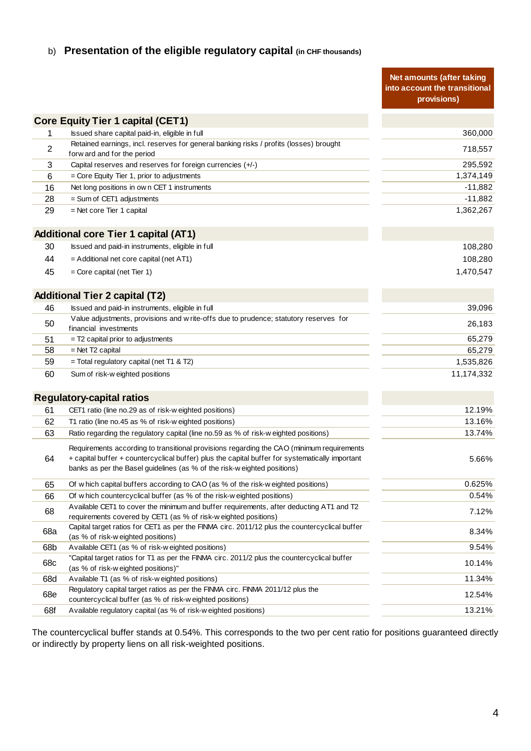## b) Presentation of the eligible regulatory capital (in CHF thousands)

| | | Net amounts (after taking into account the transitional provisions) |
|---|---|---|
| **Core Equity Tier 1 capital (CET1)** | | |
| 1 | Issued share capital paid-in, eligible in full | 360,000 |
| 2 | Retained earnings, incl. reserves for general banking risks / profits (losses) brought forward and for the period | 718,557 |
| 3 | Capital reserves and reserves for foreign currencies (+/-) | 295,592 |
| 6 | = Core Equity Tier 1, prior to adjustments | 1,374,149 |
| 16 | Net long positions in own CET 1 instruments | -11,882 |
| 28 | = Sum of CET1 adjustments | -11,882 |
| 29 | = Net core Tier 1 capital | 1,362,267 |
| **Additional core Tier 1 capital (AT1)** | | |
| 30 | Issued and paid-in instruments, eligible in full | 108,280 |
| 44 | = Additional net core capital (net AT1) | 108,280 |
| 45 | = Core capital (net Tier 1) | 1,470,547 |
| **Additional Tier 2 capital (T2)** | | |
| 46 | Issued and paid-in instruments, eligible in full | 39,096 |
| 50 | Value adjustments, provisions and write-offs due to prudence; statutory reserves for financial investments | 26,183 |
| 51 | = T2 capital prior to adjustments | 65,279 |
| 58 | = Net T2 capital | 65,279 |
| 59 | = Total regulatory capital (net T1 & T2) | 1,535,826 |
| 60 | Sum of risk-weighted positions | 11,174,332 |
| **Regulatory-capital ratios** | | |
| 61 | CET1 ratio (line no.29 as of risk-weighted positions) | 12.19% |
| 62 | T1 ratio (line no.45 as % of risk-weighted positions) | 13.16% |
| 63 | Ratio regarding the regulatory capital (line no.59 as % of risk-weighted positions) | 13.74% |
| 64 | Requirements according to transitional provisions regarding the CAO (minimum requirements + capital buffer + countercyclical buffer) plus the capital buffer for systematically important banks as per the Basel guidelines (as % of the risk-weighted positions) | 5.66% |
| 65 | Of which capital buffers according to CAO (as % of the risk-weighted positions) | 0.625% |
| 66 | Of which countercyclical buffer (as % of the risk-weighted positions) | 0.54% |
| 68 | Available CET1 to cover the minimum and buffer requirements, after deducting AT1 and T2 requirements covered by CET1 (as % of risk-weighted positions) | 7.12% |
| 68a | Capital target ratios for CET1 as per the FINMA circ. 2011/12 plus the countercyclical buffer (as % of risk-weighted positions) | 8.34% |
| 68b | Available CET1 (as % of risk-weighted positions) | 9.54% |
| 68c | "Capital target ratios for T1 as per the FINMA circ. 2011/2 plus the countercyclical buffer (as % of risk-weighted positions)" | 10.14% |
| 68d | Available T1 (as % of risk-weighted positions) | 11.34% |
| 68e | Regulatory capital target ratios as per the FINMA circ. FINMA 2011/12 plus the countercyclical buffer (as % of risk-weighted positions) | 12.54% |
| 68f | Available regulatory capital (as % of risk-weighted positions) | 13.21% |

The countercyclical buffer stands at 0.54%. This corresponds to the two per cent ratio for positions guaranteed directly or indirectly by property liens on all risk-weighted positions.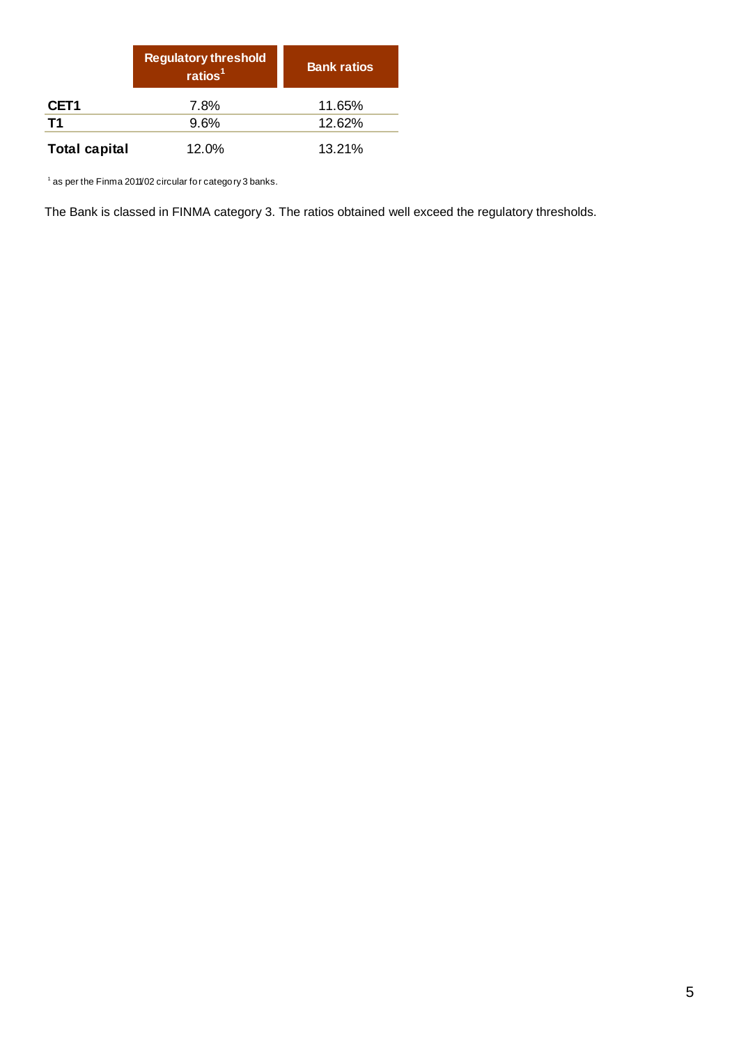| | Regulatory threshold ratios[1] | Bank ratios |
|---|---|---|
| **CET1** | 7.8% | 11.65% |
| **T1** | 9.6% | 12.62% |
| **Total capital** | 12.0% | 13.21% |

[1] as per the Finma 2011/02 circular for category 3 banks.

The Bank is classed in FINMA category 3. The ratios obtained well exceed the regulatory thresholds.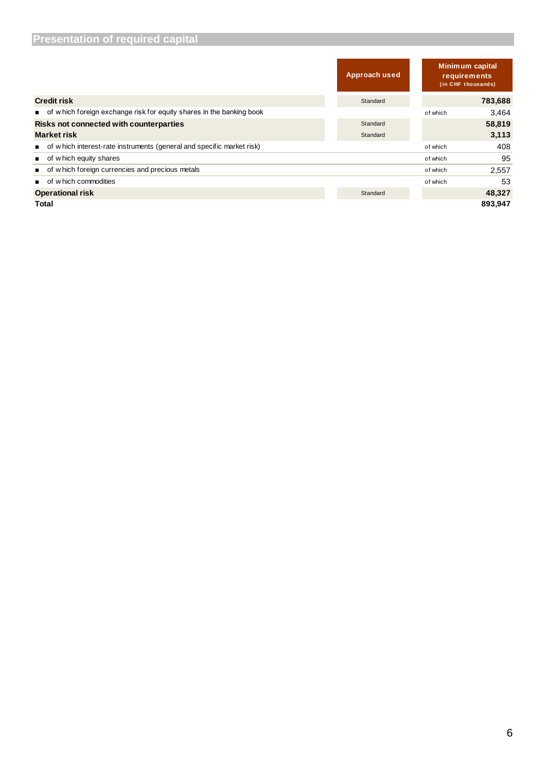## Presentation of required capital

| | Approach used | | Minimum capital requirements (in CHF thousands) |
|---|---|---|---|
| **Credit risk** | Standard | | **783,688** |
| ■ of which foreign exchange risk for equity shares in the banking book | | of which | 3,464 |
| **Risks not connected with counterparties** | Standard | | **58,819** |
| **Market risk** | Standard | | **3,113** |
| ■ of which interest-rate instruments (general and specific market risk) | | of which | 408 |
| ■ of which equity shares | | of which | 95 |
| ■ of which foreign currencies and precious metals | | of which | 2,557 |
| ■ of which commodities | | of which | 53 |
| **Operational risk** | Standard | | **48,327** |
| **Total** | | | **893,947** |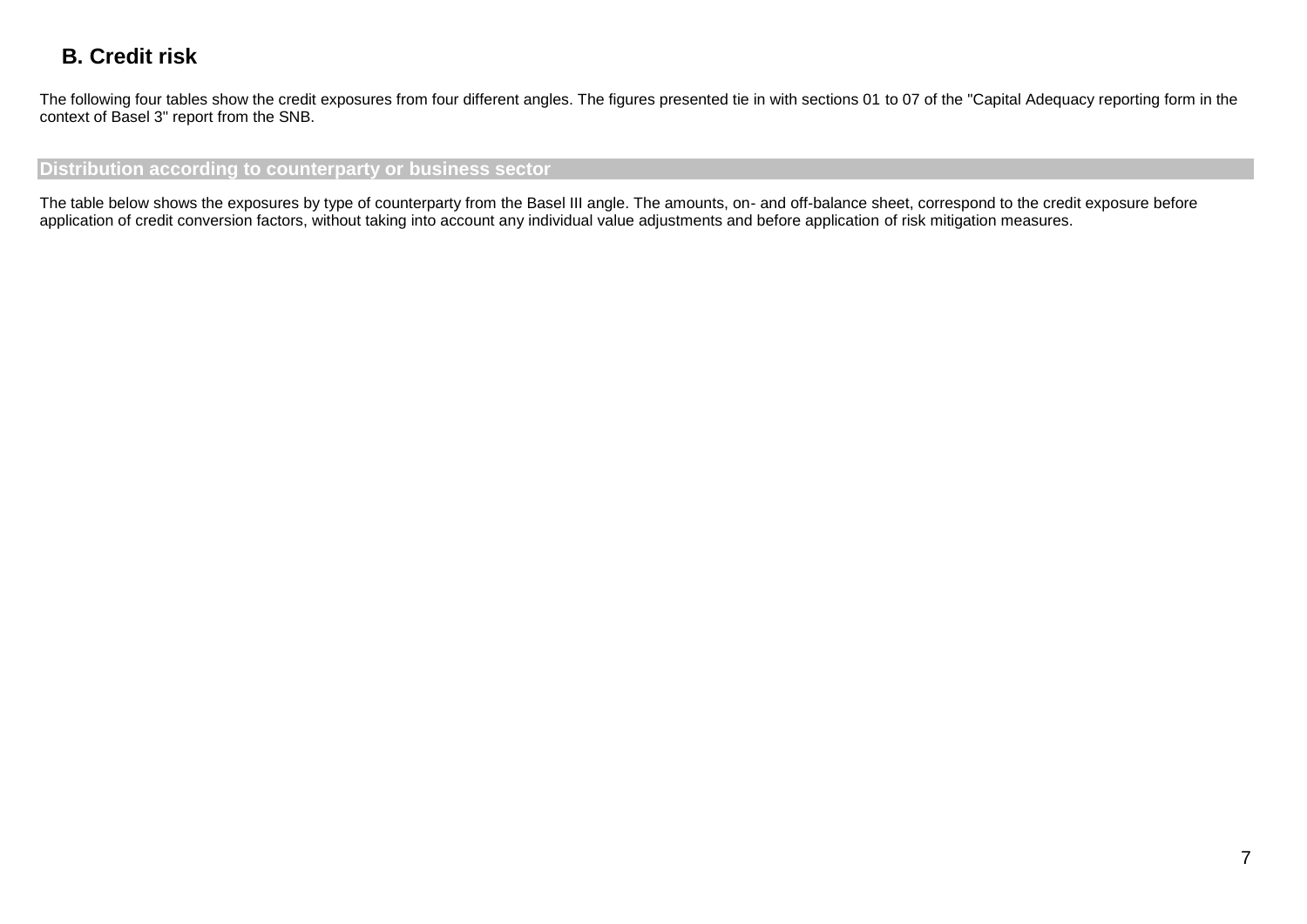## B. Credit risk

The following four tables show the credit exposures from four different angles. The figures presented tie in with sections 01 to 07 of the "Capital Adequacy reporting form in the context of Basel 3" report from the SNB.

### Distribution according to counterparty or business sector

The table below shows the exposures by type of counterparty from the Basel III angle. The amounts, on- and off-balance sheet, correspond to the credit exposure before application of credit conversion factors, without taking into account any individual value adjustments and before application of risk mitigation measures.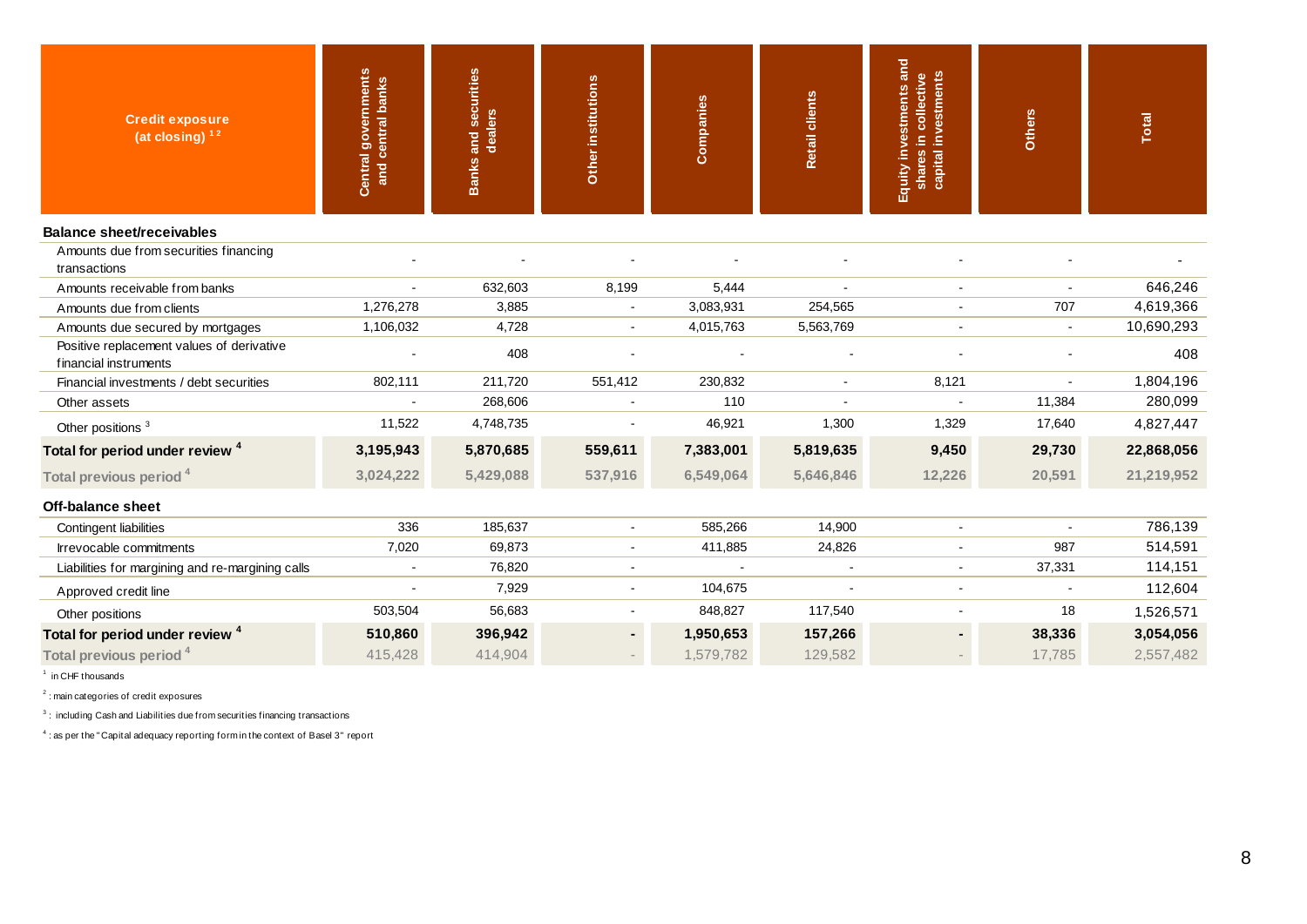| Credit exposure (at closing) [1] [2] | Central governments and central banks | Banks and securities dealers | Other institutions | Companies | Retail clients | Equity investments and shares in collective capital investments | Others | Total |
|---|---|---|---|---|---|---|---|---|
| **Balance sheet/receivables** | | | | | | | | |
| Amounts due from securities financing transactions | - | - | - | - | - | - | - | - |
| Amounts receivable from banks | - | 632,603 | 8,199 | 5,444 | - | - | - | 646,246 |
| Amounts due from clients | 1,276,278 | 3,885 | - | 3,083,931 | 254,565 | - | 707 | 4,619,366 |
| Amounts due secured by mortgages | 1,106,032 | 4,728 | - | 4,015,763 | 5,563,769 | - | - | 10,690,293 |
| Positive replacement values of derivative financial instruments | - | 408 | - | - | - | - | - | 408 |
| Financial investments / debt securities | 802,111 | 211,720 | 551,412 | 230,832 | - | 8,121 | - | 1,804,196 |
| Other assets | - | 268,606 | - | 110 | - | - | 11,384 | 280,099 |
| Other positions [3] | 11,522 | 4,748,735 | - | 46,921 | 1,300 | 1,329 | 17,640 | 4,827,447 |
| **Total for period under review [4]** | **3,195,943** | **5,870,685** | **559,611** | **7,383,001** | **5,819,635** | **9,450** | **29,730** | **22,868,056** |
| **Total previous period [4]** | **3,024,222** | **5,429,088** | **537,916** | **6,549,064** | **5,646,846** | **12,226** | **20,591** | **21,219,952** |
| **Off-balance sheet** | | | | | | | | |
| Contingent liabilities | 336 | 185,637 | - | 585,266 | 14,900 | - | - | 786,139 |
| Irrevocable commitments | 7,020 | 69,873 | - | 411,885 | 24,826 | - | 987 | 514,591 |
| Liabilities for margining and re-margining calls | - | 76,820 | - | - | - | - | 37,331 | 114,151 |
| Approved credit line | - | 7,929 | - | 104,675 | - | - | - | 112,604 |
| Other positions | 503,504 | 56,683 | - | 848,827 | 117,540 | - | 18 | 1,526,571 |
| **Total for period under review [4]** | **510,860** | **396,942** | **-** | **1,950,653** | **157,266** | **-** | **38,336** | **3,054,056** |
| Total previous period [4] | 415,428 | 414,904 | - | 1,579,782 | 129,582 | - | 17,785 | 2,557,482 |

[1] in CHF thousands

[2] : main categories of credit exposures

[3] : including Cash and Liabilities due from securities financing transactions

[4] : as per the "Capital adequacy reporting form in the context of Basel 3" report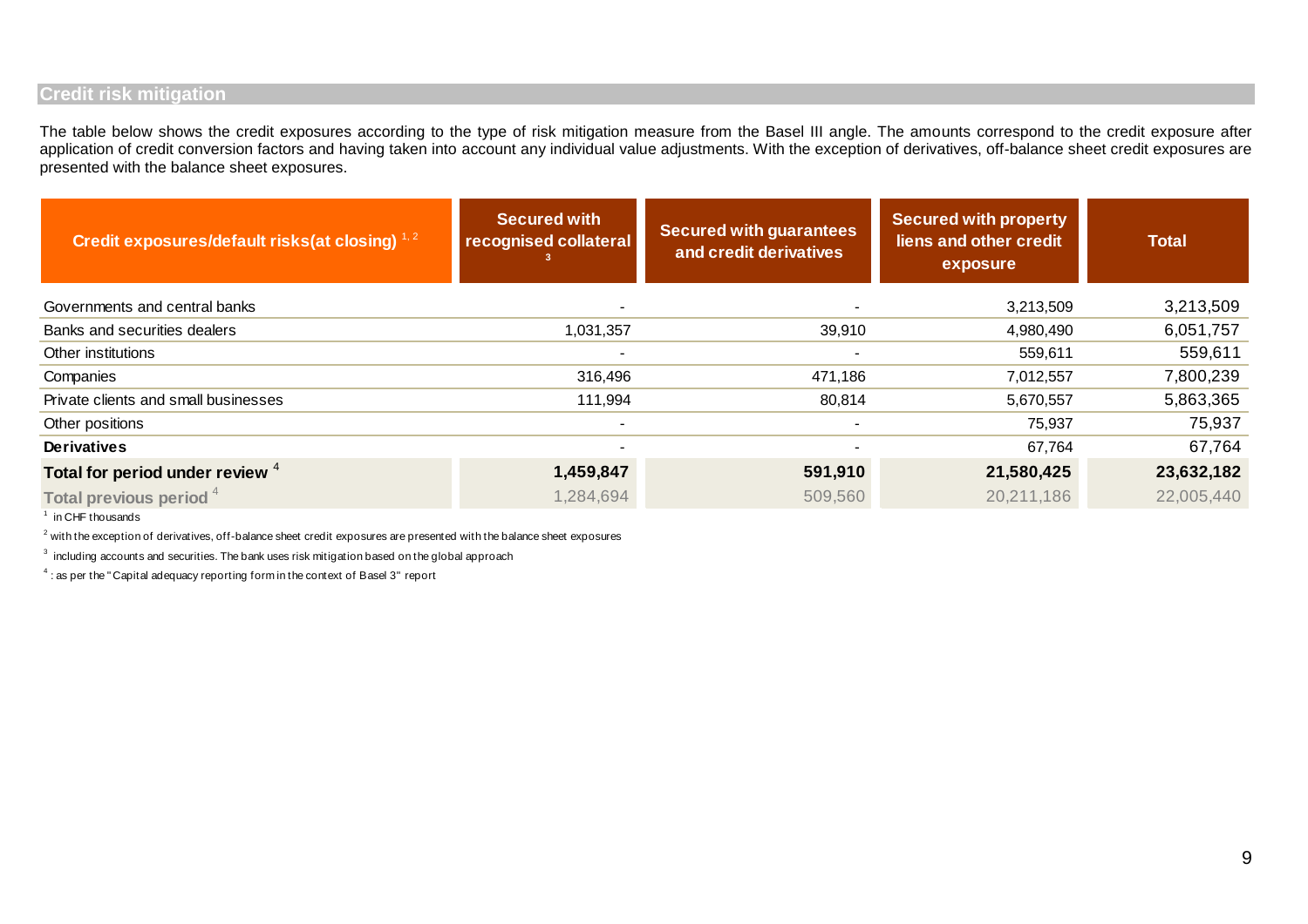## Credit risk mitigation

The table below shows the credit exposures according to the type of risk mitigation measure from the Basel III angle. The amounts correspond to the credit exposure after application of credit conversion factors and having taken into account any individual value adjustments. With the exception of derivatives, off-balance sheet credit exposures are presented with the balance sheet exposures.

| Credit exposures/default risks(at closing) [1, 2] | Secured with recognised collateral [3] | Secured with guarantees and credit derivatives | Secured with property liens and other credit exposure | Total |
|---|---|---|---|---|
| Governments and central banks | - | - | 3,213,509 | 3,213,509 |
| Banks and securities dealers | 1,031,357 | 39,910 | 4,980,490 | 6,051,757 |
| Other institutions | - | - | 559,611 | 559,611 |
| Companies | 316,496 | 471,186 | 7,012,557 | 7,800,239 |
| Private clients and small businesses | 111,994 | 80,814 | 5,670,557 | 5,863,365 |
| Other positions | - | - | 75,937 | 75,937 |
| **Derivatives** | - | - | 67,764 | 67,764 |
| **Total for period under review** [4] | **1,459,847** | **591,910** | **21,580,425** | **23,632,182** |
| **Total previous period** [4] | 1,284,694 | 509,560 | 20,211,186 | 22,005,440 |

[1] in CHF thousands

[2] with the exception of derivatives, off-balance sheet credit exposures are presented with the balance sheet exposures

[3] including accounts and securities. The bank uses risk mitigation based on the global approach

[4] : as per the "Capital adequacy reporting form in the context of Basel 3" report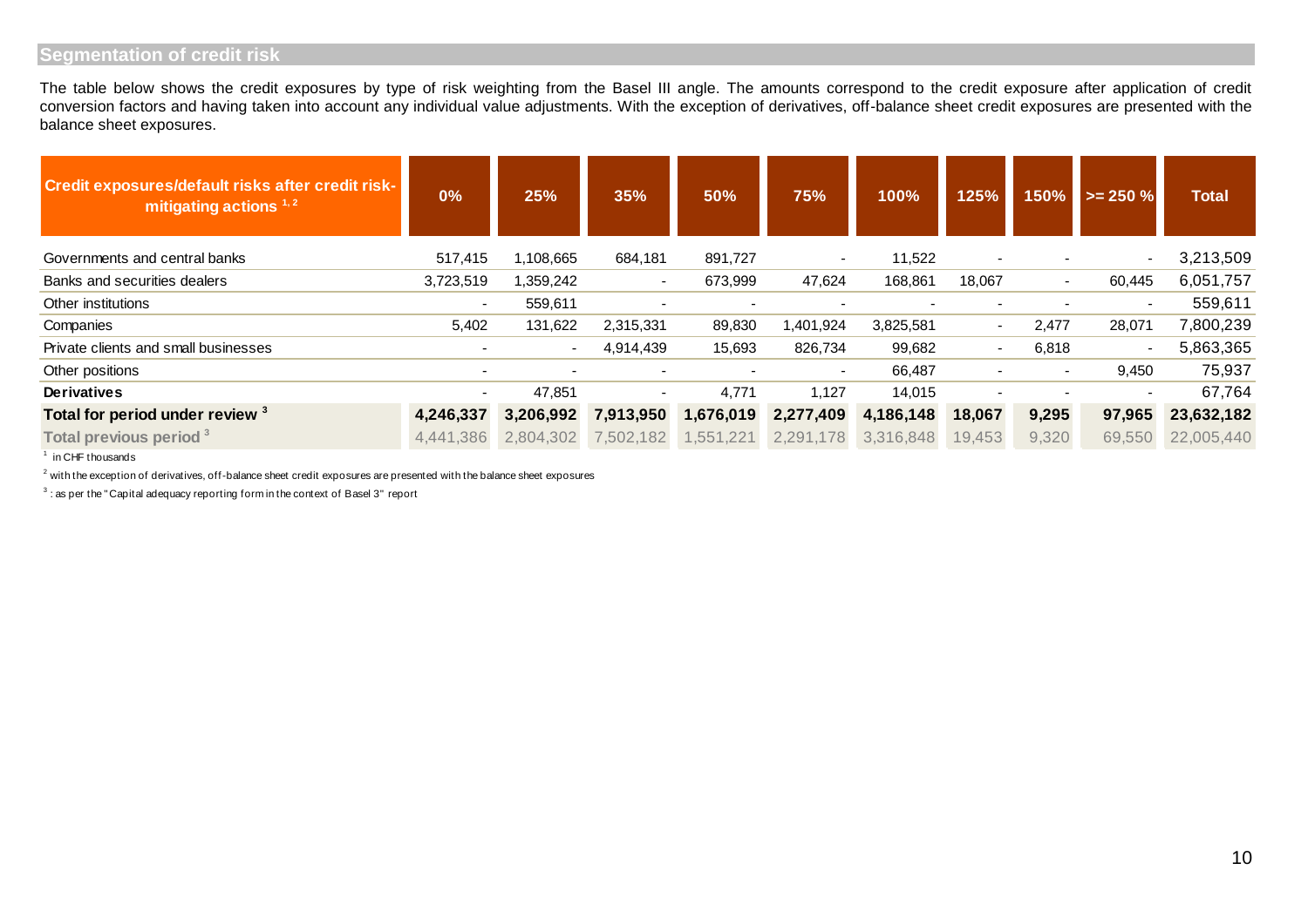## Segmentation of credit risk

The table below shows the credit exposures by type of risk weighting from the Basel III angle. The amounts correspond to the credit exposure after application of credit conversion factors and having taken into account any individual value adjustments. With the exception of derivatives, off-balance sheet credit exposures are presented with the balance sheet exposures.

| Credit exposures/default risks after credit risk-mitigating actions [1, 2] | 0% | 25% | 35% | 50% | 75% | 100% | 125% | 150% | >= 250 % | Total |
|---|---|---|---|---|---|---|---|---|---|---|
| Governments and central banks | 517,415 | 1,108,665 | 684,181 | 891,727 | - | 11,522 | - | - | - | 3,213,509 |
| Banks and securities dealers | 3,723,519 | 1,359,242 | - | 673,999 | 47,624 | 168,861 | 18,067 | - | 60,445 | 6,051,757 |
| Other institutions | - | 559,611 | - | - | - | - | - | - | - | 559,611 |
| Companies | 5,402 | 131,622 | 2,315,331 | 89,830 | 1,401,924 | 3,825,581 | - | 2,477 | 28,071 | 7,800,239 |
| Private clients and small businesses | - | - | 4,914,439 | 15,693 | 826,734 | 99,682 | - | 6,818 | - | 5,863,365 |
| Other positions | - | - | - | - | - | 66,487 | - | - | 9,450 | 75,937 |
| **Derivatives** | - | 47,851 | - | 4,771 | 1,127 | 14,015 | - | - | - | 67,764 |
| **Total for period under review [3]** | **4,246,337** | **3,206,992** | **7,913,950** | **1,676,019** | **2,277,409** | **4,186,148** | **18,067** | **9,295** | **97,965** | **23,632,182** |
| **Total previous period [3]** | 4,441,386 | 2,804,302 | 7,502,182 | 1,551,221 | 2,291,178 | 3,316,848 | 19,453 | 9,320 | 69,550 | 22,005,440 |

[1] in CHF thousands

[2] with the exception of derivatives, off-balance sheet credit exposures are presented with the balance sheet exposures

[3] : as per the "Capital adequacy reporting form in the context of Basel 3" report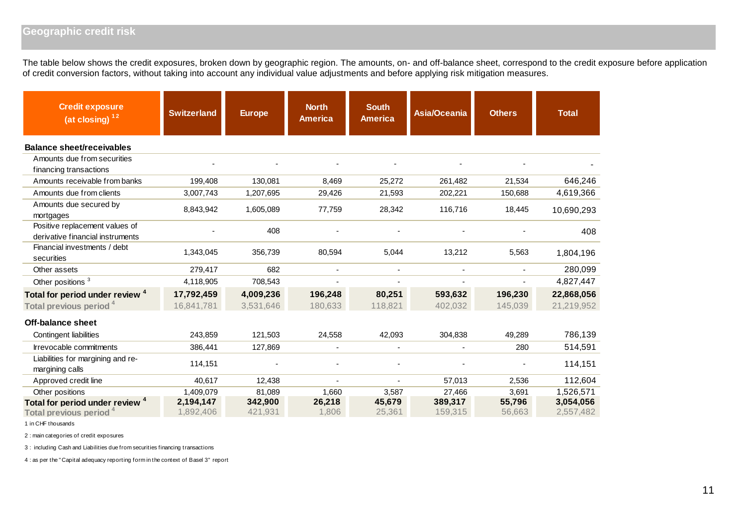## Geographic credit risk

The table below shows the credit exposures, broken down by geographic region. The amounts, on- and off-balance sheet, correspond to the credit exposure before application of credit conversion factors, without taking into account any individual value adjustments and before applying risk mitigation measures.

| Credit exposure (at closing) [1 2] | Switzerland | Europe | North America | South America | Asia/Oceania | Others | Total |
|---|---|---|---|---|---|---|---|
| **Balance sheet/receivables** | | | | | | | |
| Amounts due from securities financing transactions | - | - | - | - | - | - | - |
| Amounts receivable from banks | 199,408 | 130,081 | 8,469 | 25,272 | 261,482 | 21,534 | 646,246 |
| Amounts due from clients | 3,007,743 | 1,207,695 | 29,426 | 21,593 | 202,221 | 150,688 | 4,619,366 |
| Amounts due secured by mortgages | 8,843,942 | 1,605,089 | 77,759 | 28,342 | 116,716 | 18,445 | 10,690,293 |
| Positive replacement values of derivative financial instruments | - | 408 | - | - | - | - | 408 |
| Financial investments / debt securities | 1,343,045 | 356,739 | 80,594 | 5,044 | 13,212 | 5,563 | 1,804,196 |
| Other assets | 279,417 | 682 | - | - | - | - | 280,099 |
| Other positions [3] | 4,118,905 | 708,543 | - | - | - | - | 4,827,447 |
| **Total for period under review [4]** | **17,792,459** | **4,009,236** | **196,248** | **80,251** | **593,632** | **196,230** | **22,868,056** |
| Total previous period [4] | 16,841,781 | 3,531,646 | 180,633 | 118,821 | 402,032 | 145,039 | 21,219,952 |
| **Off-balance sheet** | | | | | | | |
| Contingent liabilities | 243,859 | 121,503 | 24,558 | 42,093 | 304,838 | 49,289 | 786,139 |
| Irrevocable commitments | 386,441 | 127,869 | - | - | - | 280 | 514,591 |
| Liabilities for margining and re-margining calls | 114,151 | - | - | - | - | - | 114,151 |
| Approved credit line | 40,617 | 12,438 | - | - | 57,013 | 2,536 | 112,604 |
| Other positions | 1,409,079 | 81,089 | 1,660 | 3,587 | 27,466 | 3,691 | 1,526,571 |
| **Total for period under review [4]** | **2,194,147** | **342,900** | **26,218** | **45,679** | **389,317** | **55,796** | **3,054,056** |
| Total previous period [4] | 1,892,406 | 421,931 | 1,806 | 25,361 | 159,315 | 56,663 | 2,557,482 |

1 in CHF thousands

2 : main categories of credit exposures

3 : including Cash and Liabilities due from securities financing transactions

4 : as per the "Capital adequacy reporting form in the context of Basel 3" report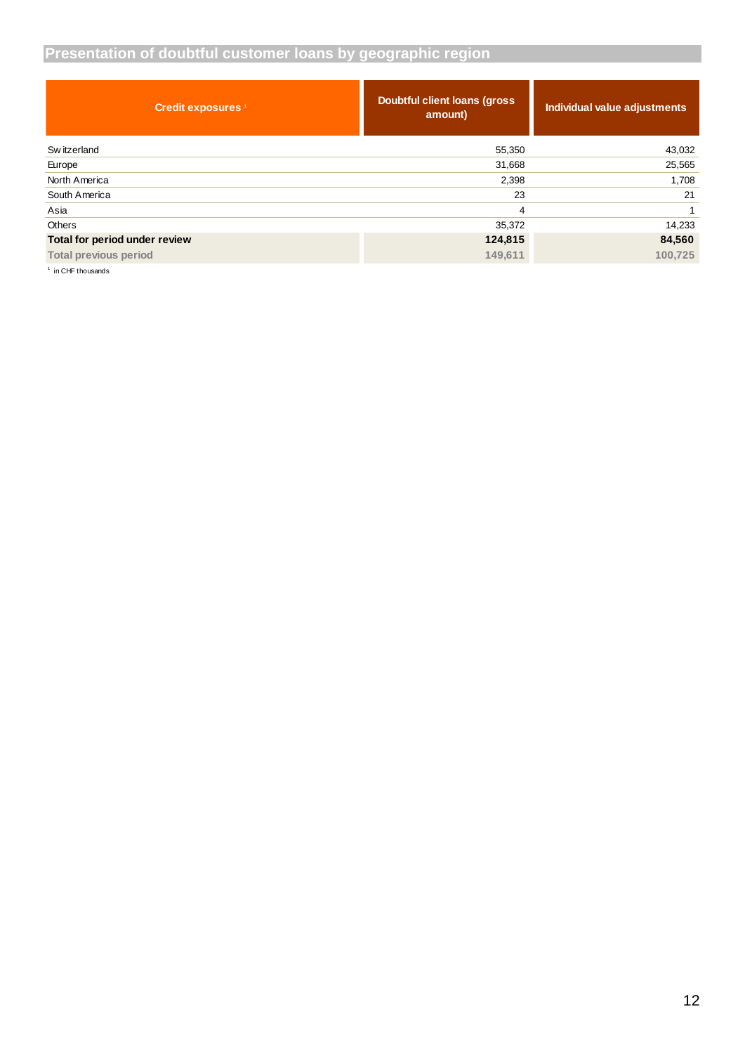## Presentation of doubtful customer loans by geographic region

| Credit exposures [1] | Doubtful client loans (gross amount) | Individual value adjustments |
|---|---|---|
| Switzerland | 55,350 | 43,032 |
| Europe | 31,668 | 25,565 |
| North America | 2,398 | 1,708 |
| South America | 23 | 21 |
| Asia | 4 | 1 |
| Others | 35,372 | 14,233 |
| **Total for period under review** | **124,815** | **84,560** |
| **Total previous period** | **149,611** | **100,725** |

[1] in CHF thousands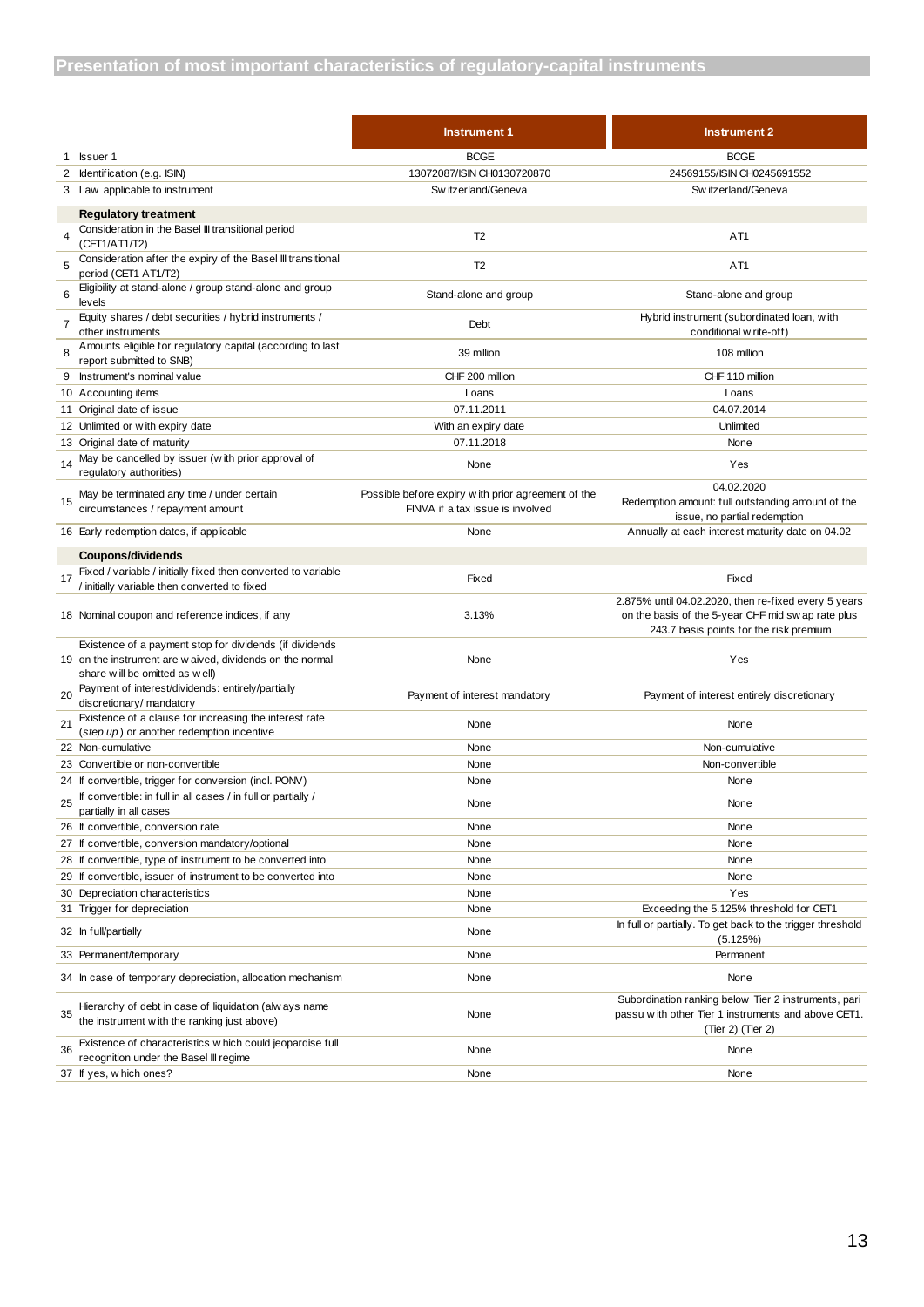# Presentation of most important characteristics of regulatory-capital instruments

| | | Instrument 1 | Instrument 2 |
|---|---|---|---|
| 1 | Issuer 1 | BCGE | BCGE |
| 2 | Identification (e.g. ISIN) | 13072087/ISIN CH0130720870 | 24569155/ISIN CH0245691552 |
| 3 | Law applicable to instrument | Switzerland/Geneva | Switzerland/Geneva |
| | **Regulatory treatment** | | |
| 4 | Consideration in the Basel III transitional period (CET1/AT1/T2) | T2 | AT1 |
| 5 | Consideration after the expiry of the Basel III transitional period (CET1 AT1/T2) | T2 | AT1 |
| 6 | Eligibility at stand-alone / group stand-alone and group levels | Stand-alone and group | Stand-alone and group |
| 7 | Equity shares / debt securities / hybrid instruments / other instruments | Debt | Hybrid instrument (subordinated loan, with conditional write-off) |
| 8 | Amounts eligible for regulatory capital (according to last report submitted to SNB) | 39 million | 108 million |
| 9 | Instrument's nominal value | CHF 200 million | CHF 110 million |
| 10 | Accounting items | Loans | Loans |
| 11 | Original date of issue | 07.11.2011 | 04.07.2014 |
| 12 | Unlimited or with expiry date | With an expiry date | Unlimited |
| 13 | Original date of maturity | 07.11.2018 | None |
| 14 | May be cancelled by issuer (with prior approval of regulatory authorities) | None | Yes |
| 15 | May be terminated any time / under certain circumstances / repayment amount | Possible before expiry with prior agreement of the FINMA if a tax issue is involved | 04.02.2020 Redemption amount: full outstanding amount of the issue, no partial redemption |
| 16 | Early redemption dates, if applicable | None | Annually at each interest maturity date on 04.02 |
| | **Coupons/dividends** | | |
| 17 | Fixed / variable / initially fixed then converted to variable / initially variable then converted to fixed | Fixed | Fixed |
| 18 | Nominal coupon and reference indices, if any | 3.13% | 2.875% until 04.02.2020, then re-fixed every 5 years on the basis of the 5-year CHF mid swap rate plus 243.7 basis points for the risk premium |
| 19 | Existence of a payment stop for dividends (if dividends on the instrument are waived, dividends on the normal share will be omitted as well) | None | Yes |
| 20 | Payment of interest/dividends: entirely/partially discretionary/ mandatory | Payment of interest mandatory | Payment of interest entirely discretionary |
| 21 | Existence of a clause for increasing the interest rate (*step up*) or another redemption incentive | None | None |
| 22 | Non-cumulative | None | Non-cumulative |
| 23 | Convertible or non-convertible | None | Non-convertible |
| 24 | If convertible, trigger for conversion (incl. PONV) | None | None |
| 25 | If convertible: in full in all cases / in full or partially / partially in all cases | None | None |
| 26 | If convertible, conversion rate | None | None |
| 27 | If convertible, conversion mandatory/optional | None | None |
| 28 | If convertible, type of instrument to be converted into | None | None |
| 29 | If convertible, issuer of instrument to be converted into | None | None |
| 30 | Depreciation characteristics | None | Yes |
| 31 | Trigger for depreciation | None | Exceeding the 5.125% threshold for CET1 |
| 32 | In full/partially | None | In full or partially. To get back to the trigger threshold (5.125%) |
| 33 | Permanent/temporary | None | Permanent |
| 34 | In case of temporary depreciation, allocation mechanism | None | None |
| 35 | Hierarchy of debt in case of liquidation (always name the instrument with the ranking just above) | None | Subordination ranking below Tier 2 instruments, pari passu with other Tier 1 instruments and above CET1. (Tier 2) (Tier 2) |
| 36 | Existence of characteristics which could jeopardise full recognition under the Basel III regime | None | None |
| 37 | If yes, which ones? | None | None |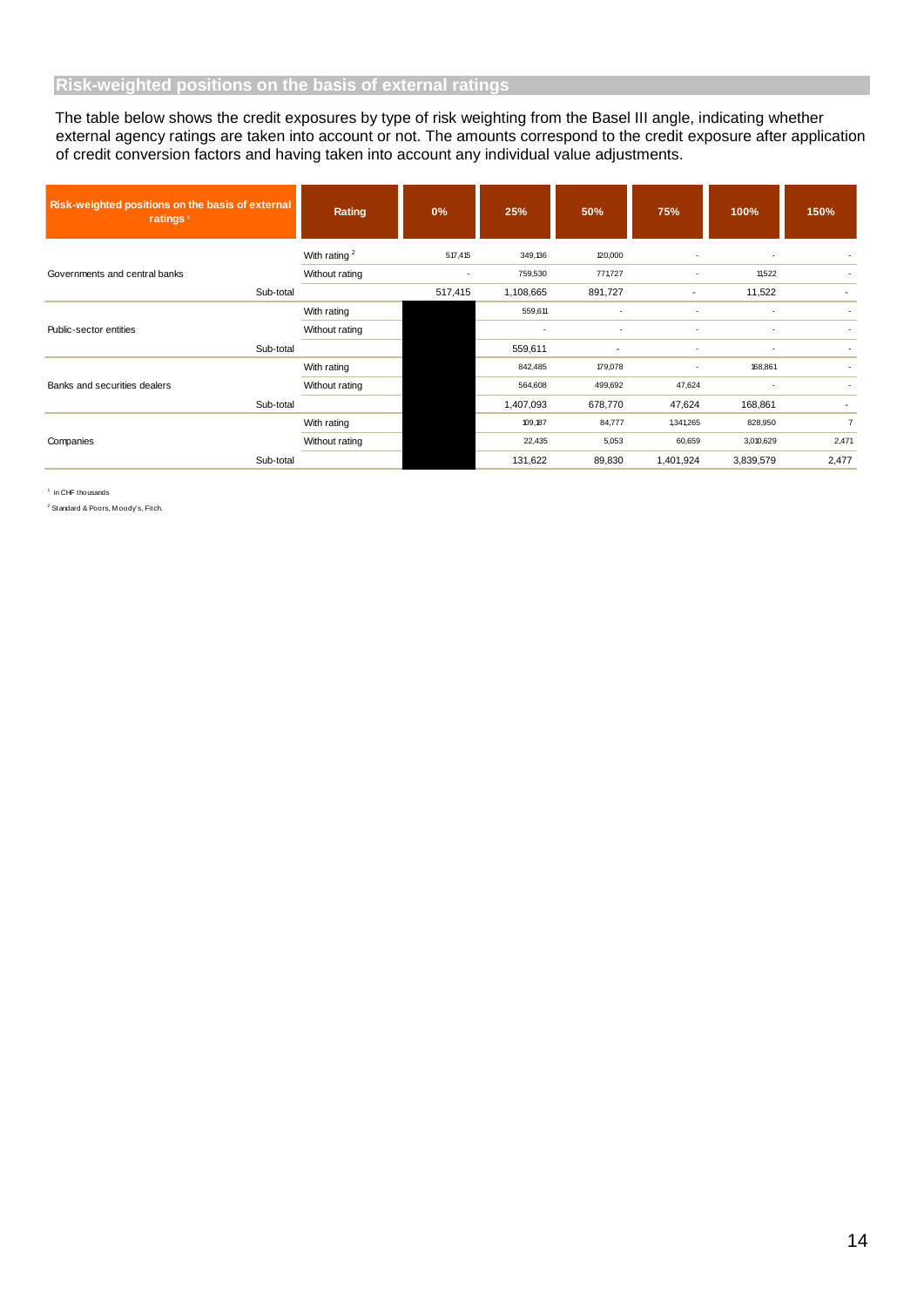## Risk-weighted positions on the basis of external ratings

The table below shows the credit exposures by type of risk weighting from the Basel III angle, indicating whether external agency ratings are taken into account or not. The amounts correspond to the credit exposure after application of credit conversion factors and having taken into account any individual value adjustments.

| Risk-weighted positions on the basis of external ratings [1] | Rating | 0% | 25% | 50% | 75% | 100% | 150% |
|---|---|---|---|---|---|---|---|
| Governments and central banks | With rating [2] | 517,415 | 349,136 | 120,000 | - | - | - |
| | Without rating | - | 759,530 | 771,727 | - | 11,522 | - |
| Sub-total | | 517,415 | 1,108,665 | 891,727 | - | 11,522 | - |
| Public-sector entities | With rating | | 559,611 | - | - | - | - |
| | Without rating | | - | - | - | - | - |
| Sub-total | | | 559,611 | - | - | - | - |
| Banks and securities dealers | With rating | | 842,485 | 179,078 | - | 168,861 | - |
| | Without rating | | 564,608 | 499,692 | 47,624 | - | - |
| Sub-total | | | 1,407,093 | 678,770 | 47,624 | 168,861 | - |
| Companies | With rating | | 109,187 | 84,777 | 1,341,265 | 828,950 | 7 |
| | Without rating | | 22,435 | 5,053 | 60,659 | 3,010,629 | 2,471 |
| Sub-total | | | 131,622 | 89,830 | 1,401,924 | 3,839,579 | 2,477 |

[1] in CHF thousands

[2] Standard & Poors, Moody's, Fitch.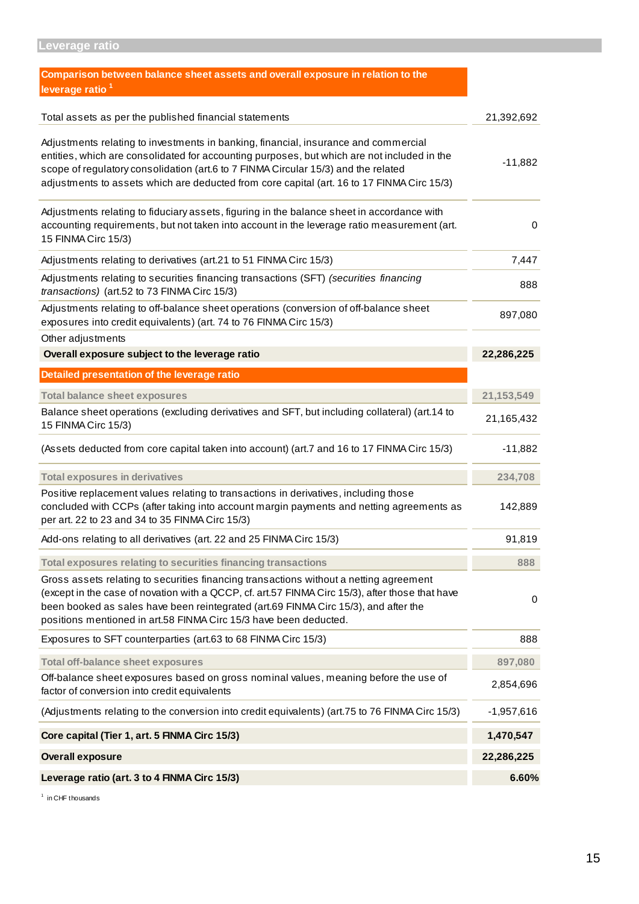## Leverage ratio

| Comparison between balance sheet assets and overall exposure in relation to the leverage ratio [1] | |
|---|---|
| Total assets as per the published financial statements | 21,392,692 |
| Adjustments relating to investments in banking, financial, insurance and commercial entities, which are consolidated for accounting purposes, but which are not included in the scope of regulatory consolidation (art.6 to 7 FINMA Circular 15/3) and the related adjustments to assets which are deducted from core capital (art. 16 to 17 FINMA Circ 15/3) | -11,882 |
| Adjustments relating to fiduciary assets, figuring in the balance sheet in accordance with accounting requirements, but not taken into account in the leverage ratio measurement (art. 15 FINMA Circ 15/3) | 0 |
| Adjustments relating to derivatives (art.21 to 51 FINMA Circ 15/3) | 7,447 |
| Adjustments relating to securities financing transactions (SFT) *(securities financing transactions)* (art.52 to 73 FINMA Circ 15/3) | 888 |
| Adjustments relating to off-balance sheet operations (conversion of off-balance sheet exposures into credit equivalents) (art. 74 to 76 FINMA Circ 15/3) | 897,080 |
| Other adjustments | |
| **Overall exposure subject to the leverage ratio** | **22,286,225** |

| Detailed presentation of the leverage ratio | |
|---|---|
| **Total balance sheet exposures** | **21,153,549** |
| Balance sheet operations (excluding derivatives and SFT, but including collateral) (art.14 to 15 FINMA Circ 15/3) | 21,165,432 |
| (Assets deducted from core capital taken into account) (art.7 and 16 to 17 FINMA Circ 15/3) | -11,882 |
| **Total exposures in derivatives** | **234,708** |
| Positive replacement values relating to transactions in derivatives, including those concluded with CCPs (after taking into account margin payments and netting agreements as per art. 22 to 23 and 34 to 35 FINMA Circ 15/3) | 142,889 |
| Add-ons relating to all derivatives (art. 22 and 25 FINMA Circ 15/3) | 91,819 |
| **Total exposures relating to securities financing transactions** | **888** |
| Gross assets relating to securities financing transactions without a netting agreement (except in the case of novation with a QCCP, cf. art.57 FINMA Circ 15/3), after those that have been booked as sales have been reintegrated (art.69 FINMA Circ 15/3), and after the positions mentioned in art.58 FINMA Circ 15/3 have been deducted. | 0 |
| Exposures to SFT counterparties (art.63 to 68 FINMA Circ 15/3) | 888 |
| **Total off-balance sheet exposures** | **897,080** |
| Off-balance sheet exposures based on gross nominal values, meaning before the use of factor of conversion into credit equivalents | 2,854,696 |
| (Adjustments relating to the conversion into credit equivalents) (art.75 to 76 FINMA Circ 15/3) | -1,957,616 |
| **Core capital (Tier 1, art. 5 FINMA Circ 15/3)** | **1,470,547** |
| **Overall exposure** | **22,286,225** |
| **Leverage ratio (art. 3 to 4 FINMA Circ 15/3)** | **6.60%** |

[1] in CHF thousands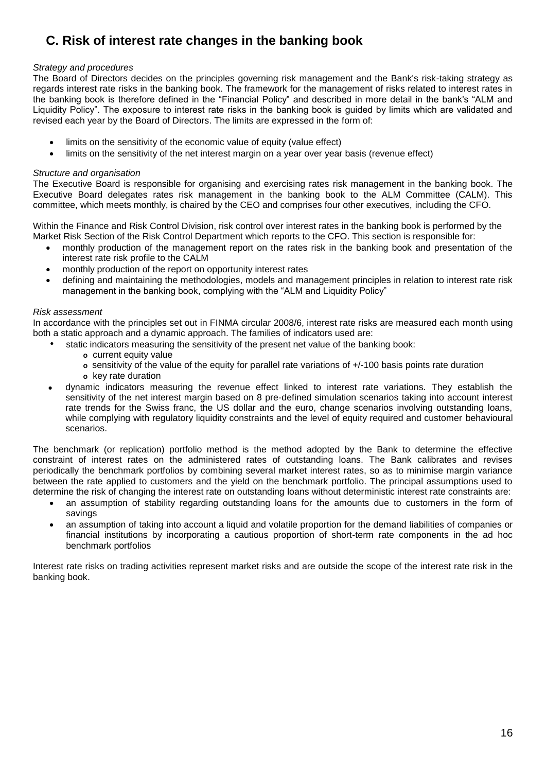## C. Risk of interest rate changes in the banking book

*Strategy and procedures*

The Board of Directors decides on the principles governing risk management and the Bank's risk-taking strategy as regards interest rate risks in the banking book. The framework for the management of risks related to interest rates in the banking book is therefore defined in the "Financial Policy" and described in more detail in the bank's "ALM and Liquidity Policy". The exposure to interest rate risks in the banking book is guided by limits which are validated and revised each year by the Board of Directors. The limits are expressed in the form of:

- limits on the sensitivity of the economic value of equity (value effect)
- limits on the sensitivity of the net interest margin on a year over year basis (revenue effect)

*Structure and organisation*

The Executive Board is responsible for organising and exercising rates risk management in the banking book. The Executive Board delegates rates risk management in the banking book to the ALM Committee (CALM). This committee, which meets monthly, is chaired by the CEO and comprises four other executives, including the CFO.

Within the Finance and Risk Control Division, risk control over interest rates in the banking book is performed by the Market Risk Section of the Risk Control Department which reports to the CFO. This section is responsible for:

- monthly production of the management report on the rates risk in the banking book and presentation of the interest rate risk profile to the CALM
- monthly production of the report on opportunity interest rates
- defining and maintaining the methodologies, models and management principles in relation to interest rate risk management in the banking book, complying with the "ALM and Liquidity Policy"

*Risk assessment*

In accordance with the principles set out in FINMA circular 2008/6, interest rate risks are measured each month using both a static approach and a dynamic approach. The families of indicators used are:

- static indicators measuring the sensitivity of the present net value of the banking book:
  - current equity value
  - sensitivity of the value of the equity for parallel rate variations of +/-100 basis points rate duration
  - key rate duration
- dynamic indicators measuring the revenue effect linked to interest rate variations. They establish the sensitivity of the net interest margin based on 8 pre-defined simulation scenarios taking into account interest rate trends for the Swiss franc, the US dollar and the euro, change scenarios involving outstanding loans, while complying with regulatory liquidity constraints and the level of equity required and customer behavioural scenarios.

The benchmark (or replication) portfolio method is the method adopted by the Bank to determine the effective constraint of interest rates on the administered rates of outstanding loans. The Bank calibrates and revises periodically the benchmark portfolios by combining several market interest rates, so as to minimise margin variance between the rate applied to customers and the yield on the benchmark portfolio. The principal assumptions used to determine the risk of changing the interest rate on outstanding loans without deterministic interest rate constraints are:

- an assumption of stability regarding outstanding loans for the amounts due to customers in the form of savings
- an assumption of taking into account a liquid and volatile proportion for the demand liabilities of companies or financial institutions by incorporating a cautious proportion of short-term rate components in the ad hoc benchmark portfolios

Interest rate risks on trading activities represent market risks and are outside the scope of the interest rate risk in the banking book.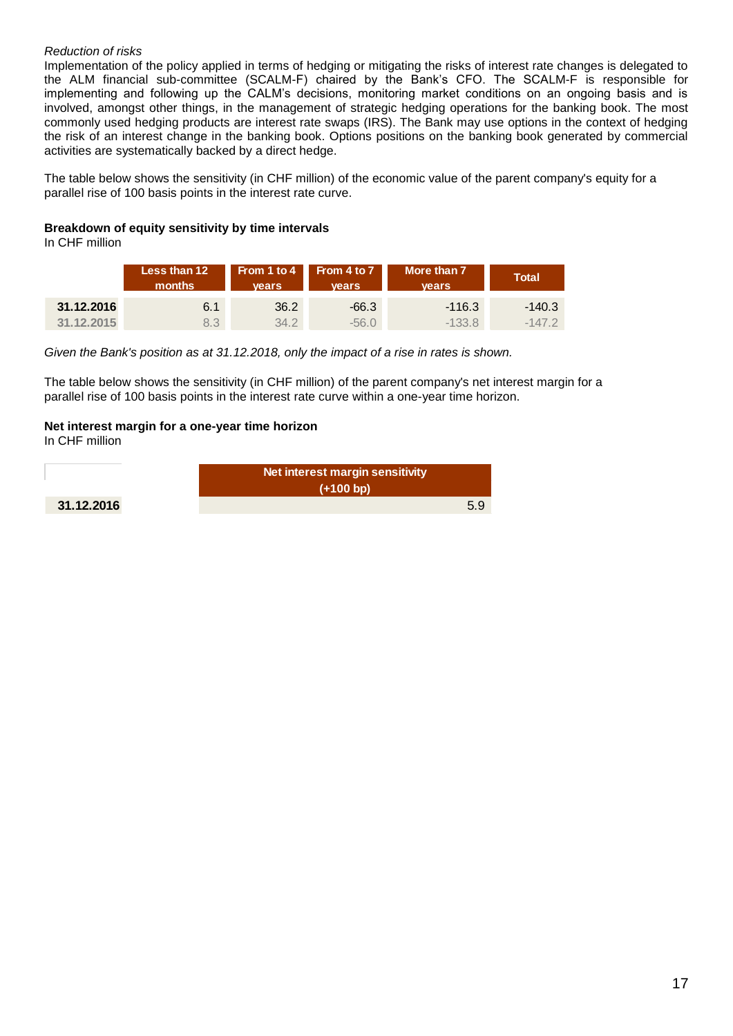*Reduction of risks*

Implementation of the policy applied in terms of hedging or mitigating the risks of interest rate changes is delegated to the ALM financial sub-committee (SCALM-F) chaired by the Bank's CFO. The SCALM-F is responsible for implementing and following up the CALM's decisions, monitoring market conditions on an ongoing basis and is involved, amongst other things, in the management of strategic hedging operations for the banking book. The most commonly used hedging products are interest rate swaps (IRS). The Bank may use options in the context of hedging the risk of an interest change in the banking book. Options positions on the banking book generated by commercial activities are systematically backed by a direct hedge.

The table below shows the sensitivity (in CHF million) of the economic value of the parent company's equity for a parallel rise of 100 basis points in the interest rate curve.

**Breakdown of equity sensitivity by time intervals**

In CHF million

| | Less than 12 months | From 1 to 4 years | From 4 to 7 years | More than 7 years | Total |
|---|---|---|---|---|---|
| **31.12.2016** | 6.1 | 36.2 | -66.3 | -116.3 | -140.3 |
| **31.12.2015** | 8.3 | 34.2 | -56.0 | -133.8 | -147.2 |

*Given the Bank's position as at 31.12.2018, only the impact of a rise in rates is shown.*

The table below shows the sensitivity (in CHF million) of the parent company's net interest margin for a parallel rise of 100 basis points in the interest rate curve within a one-year time horizon.

**Net interest margin for a one-year time horizon**

In CHF million

| | Net interest margin sensitivity (+100 bp) |
|---|---|
| **31.12.2016** | 5.9 |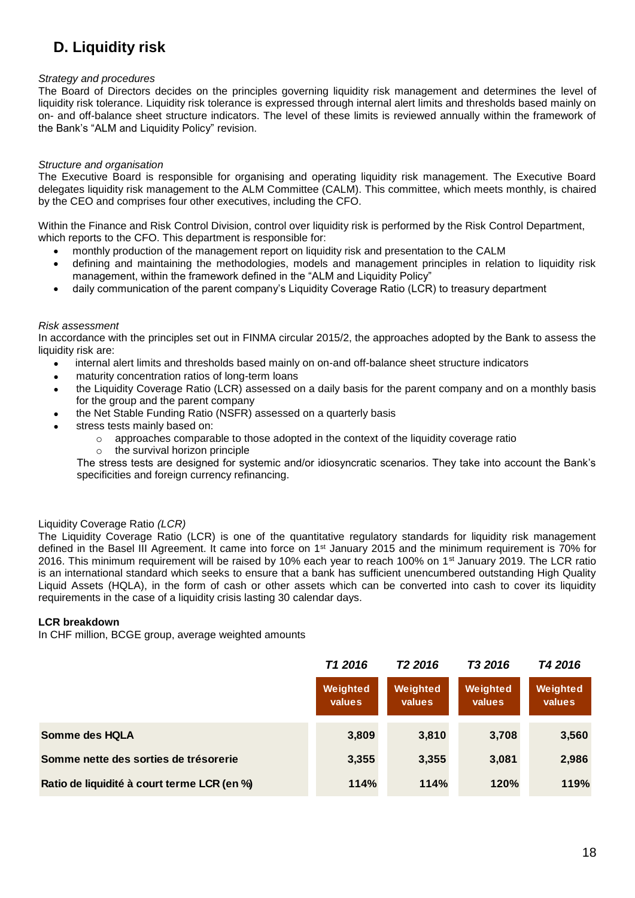## D. Liquidity risk

*Strategy and procedures*

The Board of Directors decides on the principles governing liquidity risk management and determines the level of liquidity risk tolerance. Liquidity risk tolerance is expressed through internal alert limits and thresholds based mainly on on- and off-balance sheet structure indicators. The level of these limits is reviewed annually within the framework of the Bank's "ALM and Liquidity Policy" revision.

*Structure and organisation*

The Executive Board is responsible for organising and operating liquidity risk management. The Executive Board delegates liquidity risk management to the ALM Committee (CALM). This committee, which meets monthly, is chaired by the CEO and comprises four other executives, including the CFO.

Within the Finance and Risk Control Division, control over liquidity risk is performed by the Risk Control Department, which reports to the CFO. This department is responsible for:

- monthly production of the management report on liquidity risk and presentation to the CALM
- defining and maintaining the methodologies, models and management principles in relation to liquidity risk management, within the framework defined in the "ALM and Liquidity Policy"
- daily communication of the parent company's Liquidity Coverage Ratio (LCR) to treasury department

*Risk assessment*

In accordance with the principles set out in FINMA circular 2015/2, the approaches adopted by the Bank to assess the liquidity risk are:

- internal alert limits and thresholds based mainly on on-and off-balance sheet structure indicators
- maturity concentration ratios of long-term loans
- the Liquidity Coverage Ratio (LCR) assessed on a daily basis for the parent company and on a monthly basis for the group and the parent company
- the Net Stable Funding Ratio (NSFR) assessed on a quarterly basis
- stress tests mainly based on:
  - approaches comparable to those adopted in the context of the liquidity coverage ratio
  - the survival horizon principle

  The stress tests are designed for systemic and/or idiosyncratic scenarios. They take into account the Bank's specificities and foreign currency refinancing.

Liquidity Coverage Ratio *(LCR)*

The Liquidity Coverage Ratio (LCR) is one of the quantitative regulatory standards for liquidity risk management defined in the Basel III Agreement. It came into force on 1st January 2015 and the minimum requirement is 70% for 2016. This minimum requirement will be raised by 10% each year to reach 100% on 1st January 2019. The LCR ratio is an international standard which seeks to ensure that a bank has sufficient unencumbered outstanding High Quality Liquid Assets (HQLA), in the form of cash or other assets which can be converted into cash to cover its liquidity requirements in the case of a liquidity crisis lasting 30 calendar days.

**LCR breakdown**

In CHF million, BCGE group, average weighted amounts

| | *T1 2016* | *T2 2016* | *T3 2016* | *T4 2016* |
|---|---|---|---|---|
| | **Weighted values** | **Weighted values** | **Weighted values** | **Weighted values** |
| **Somme des HQLA** | **3,809** | **3,810** | **3,708** | **3,560** |
| **Somme nette des sorties de trésorerie** | **3,355** | **3,355** | **3,081** | **2,986** |
| **Ratio de liquidité à court terme LCR (en %)** | **114%** | **114%** | **120%** | **119%** |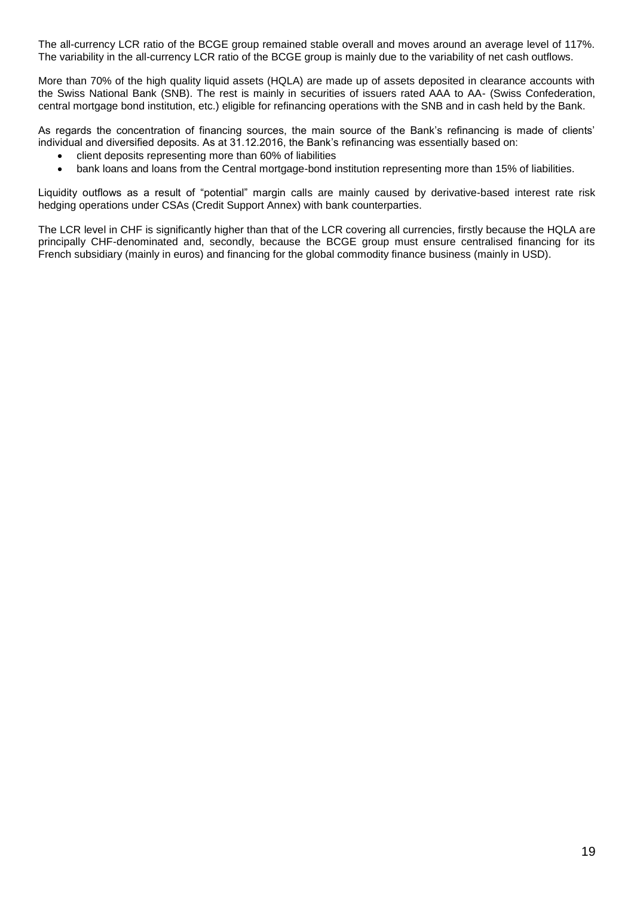The all-currency LCR ratio of the BCGE group remained stable overall and moves around an average level of 117%. The variability in the all-currency LCR ratio of the BCGE group is mainly due to the variability of net cash outflows.

More than 70% of the high quality liquid assets (HQLA) are made up of assets deposited in clearance accounts with the Swiss National Bank (SNB). The rest is mainly in securities of issuers rated AAA to AA- (Swiss Confederation, central mortgage bond institution, etc.) eligible for refinancing operations with the SNB and in cash held by the Bank.

As regards the concentration of financing sources, the main source of the Bank's refinancing is made of clients' individual and diversified deposits. As at 31.12.2016, the Bank's refinancing was essentially based on:

- client deposits representing more than 60% of liabilities
- bank loans and loans from the Central mortgage-bond institution representing more than 15% of liabilities.

Liquidity outflows as a result of "potential" margin calls are mainly caused by derivative-based interest rate risk hedging operations under CSAs (Credit Support Annex) with bank counterparties.

The LCR level in CHF is significantly higher than that of the LCR covering all currencies, firstly because the HQLA are principally CHF-denominated and, secondly, because the BCGE group must ensure centralised financing for its French subsidiary (mainly in euros) and financing for the global commodity finance business (mainly in USD).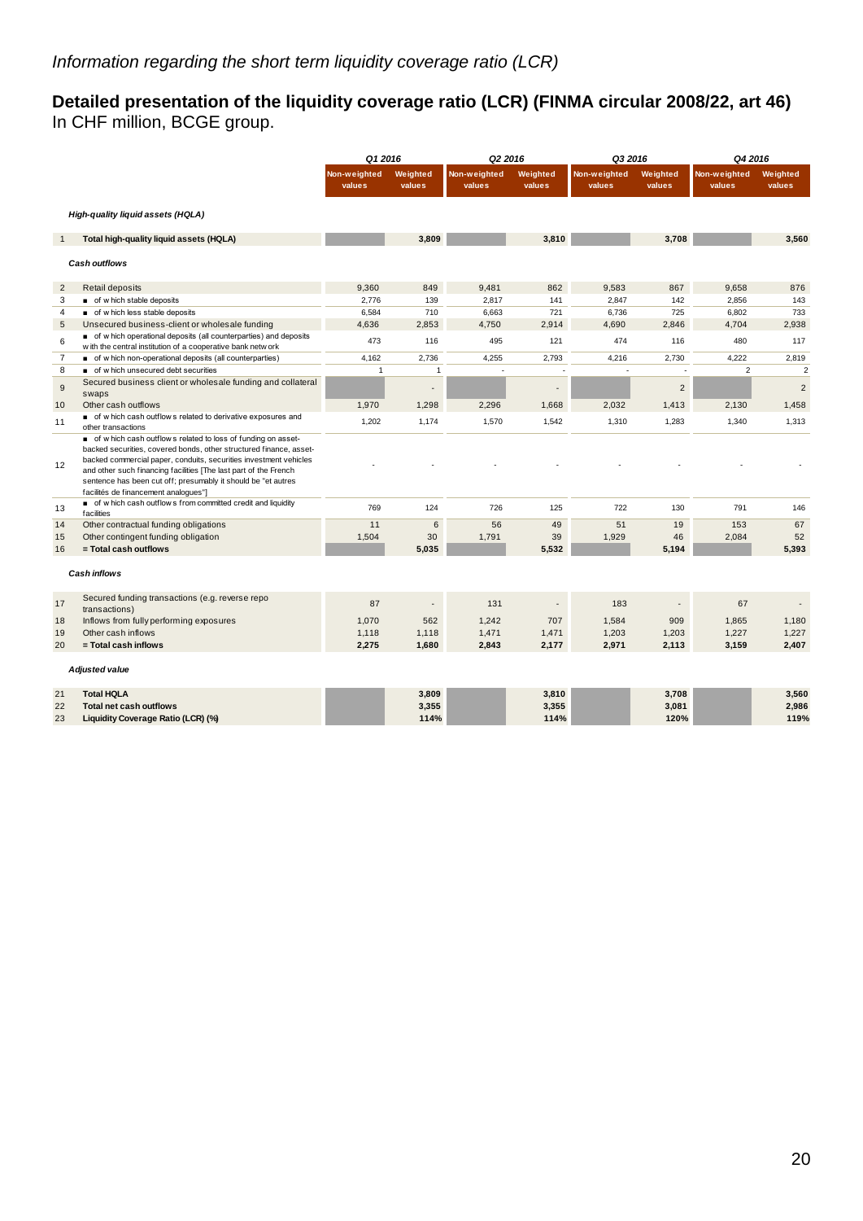*Information regarding the short term liquidity coverage ratio (LCR)*

## Detailed presentation of the liquidity coverage ratio (LCR) (FINMA circular 2008/22, art 46)

In CHF million, BCGE group.

| | | Q1 2016 | | Q2 2016 | | Q3 2016 | | Q4 2016 | |
|---|---|---|---|---|---|---|---|---|---|
| | | Non-weighted values | Weighted values | Non-weighted values | Weighted values | Non-weighted values | Weighted values | Non-weighted values | Weighted values |
| | ***High-quality liquid assets (HQLA)*** | | | | | | | | |
| 1 | **Total high-quality liquid assets (HQLA)** | | **3,809** | | **3,810** | | **3,708** | | **3,560** |
| | ***Cash outflows*** | | | | | | | | |
| 2 | Retail deposits | 9,360 | 849 | 9,481 | 862 | 9,583 | 867 | 9,658 | 876 |
| 3 | ■ of which stable deposits | 2,776 | 139 | 2,817 | 141 | 2,847 | 142 | 2,856 | 143 |
| 4 | ■ of which less stable deposits | 6,584 | 710 | 6,663 | 721 | 6,736 | 725 | 6,802 | 733 |
| 5 | Unsecured business-client or wholesale funding | 4,636 | 2,853 | 4,750 | 2,914 | 4,690 | 2,846 | 4,704 | 2,938 |
| 6 | ■ of which operational deposits (all counterparties) and deposits with the central institution of a cooperative bank network | 473 | 116 | 495 | 121 | 474 | 116 | 480 | 117 |
| 7 | ■ of which non-operational deposits (all counterparties) | 4,162 | 2,736 | 4,255 | 2,793 | 4,216 | 2,730 | 4,222 | 2,819 |
| 8 | ■ of which unsecured debt securities | 1 | 1 | - | - | - | - | 2 | 2 |
| 9 | Secured business client or wholesale funding and collateral swaps | | - | | - | | 2 | | 2 |
| 10 | Other cash outflows | 1,970 | 1,298 | 2,296 | 1,668 | 2,032 | 1,413 | 2,130 | 1,458 |
| 11 | ■ of which cash outflows related to derivative exposures and other transactions | 1,202 | 1,174 | 1,570 | 1,542 | 1,310 | 1,283 | 1,340 | 1,313 |
| 12 | ■ of which cash outflows related to loss of funding on asset-backed securities, covered bonds, other structured finance, asset-backed commercial paper, conduits, securities investment vehicles and other such financing facilities [The last part of the French sentence has been cut off; presumably it should be "et autres facilités de financement analogues"] | - | - | - | - | - | - | - | - |
| 13 | ■ of which cash outflows from committed credit and liquidity facilities | 769 | 124 | 726 | 125 | 722 | 130 | 791 | 146 |
| 14 | Other contractual funding obligations | 11 | 6 | 56 | 49 | 51 | 19 | 153 | 67 |
| 15 | Other contingent funding obligation | 1,504 | 30 | 1,791 | 39 | 1,929 | 46 | 2,084 | 52 |
| 16 | **= Total cash outflows** | | **5,035** | | **5,532** | | **5,194** | | **5,393** |
| | ***Cash inflows*** | | | | | | | | |
| 17 | Secured funding transactions (e.g. reverse repo transactions) | 87 | - | 131 | - | 183 | - | 67 | - |
| 18 | Inflows from fully performing exposures | 1,070 | 562 | 1,242 | 707 | 1,584 | 909 | 1,865 | 1,180 |
| 19 | Other cash inflows | 1,118 | 1,118 | 1,471 | 1,471 | 1,203 | 1,203 | 1,227 | 1,227 |
| 20 | **= Total cash inflows** | **2,275** | **1,680** | **2,843** | **2,177** | **2,971** | **2,113** | **3,159** | **2,407** |
| | ***Adjusted value*** | | | | | | | | |
| 21 | **Total HQLA** | | **3,809** | | **3,810** | | **3,708** | | **3,560** |
| 22 | **Total net cash outflows** | | **3,355** | | **3,355** | | **3,081** | | **2,986** |
| 23 | **Liquidity Coverage Ratio (LCR) (%)** | | **114%** | | **114%** | | **120%** | | **119%** |